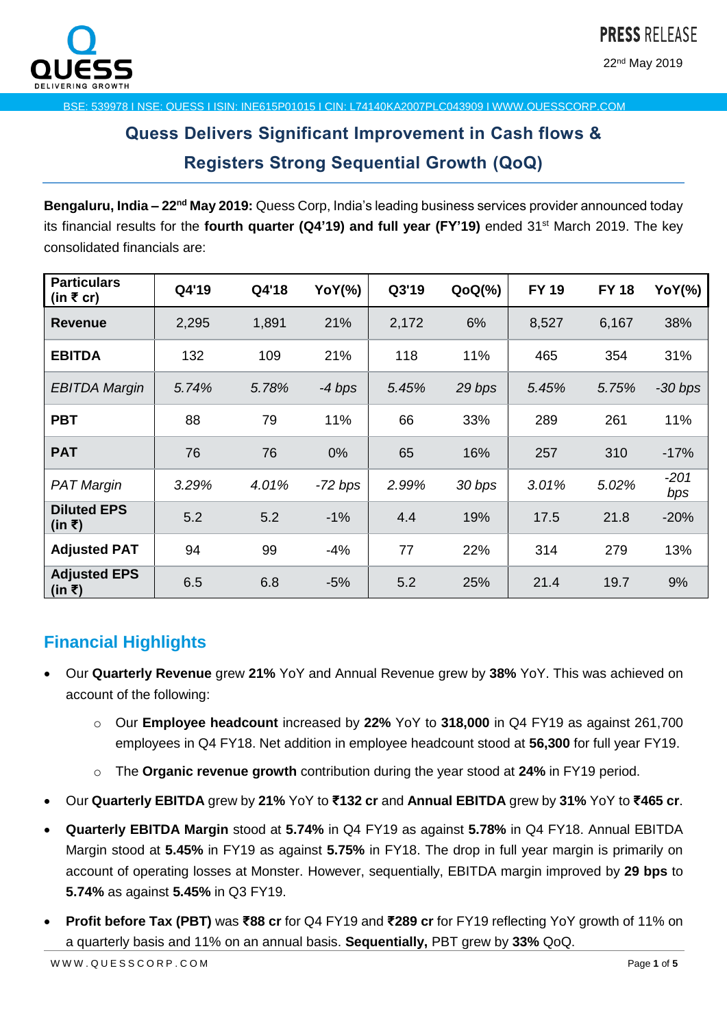QUESS
DELIVERING GROWTH

PRESS RELEASE

22nd May 2019

BSE: 539978 I NSE: QUESS I ISIN: INE615P01015 I CIN: L74140KA2007PLC043909 I WWW.QUESSCORP.COM

# Quess Delivers Significant Improvement in Cash flows & Registers Strong Sequential Growth (QoQ)

**Bengaluru, India – 22nd May 2019:** Quess Corp, India's leading business services provider announced today its financial results for the **fourth quarter (Q4'19) and full year (FY'19)** ended 31st March 2019. The key consolidated financials are:

| Particulars (in ₹ cr) | Q4'19 | Q4'18 | YoY(%) | Q3'19 | QoQ(%) | FY 19 | FY 18 | YoY(%) |
|---|---|---|---|---|---|---|---|---|
| **Revenue** | 2,295 | 1,891 | 21% | 2,172 | 6% | 8,527 | 6,167 | 38% |
| **EBITDA** | 132 | 109 | 21% | 118 | 11% | 465 | 354 | 31% |
| *EBITDA Margin* | *5.74%* | *5.78%* | *-4 bps* | *5.45%* | *29 bps* | *5.45%* | *5.75%* | *-30 bps* |
| **PBT** | 88 | 79 | 11% | 66 | 33% | 289 | 261 | 11% |
| **PAT** | 76 | 76 | 0% | 65 | 16% | 257 | 310 | -17% |
| *PAT Margin* | *3.29%* | *4.01%* | *-72 bps* | *2.99%* | *30 bps* | *3.01%* | *5.02%* | *-201 bps* |
| **Diluted EPS (in ₹)** | 5.2 | 5.2 | -1% | 4.4 | 19% | 17.5 | 21.8 | -20% |
| **Adjusted PAT** | 94 | 99 | -4% | 77 | 22% | 314 | 279 | 13% |
| **Adjusted EPS (in ₹)** | 6.5 | 6.8 | -5% | 5.2 | 25% | 21.4 | 19.7 | 9% |

## Financial Highlights

- Our **Quarterly Revenue** grew **21%** YoY and Annual Revenue grew by **38%** YoY. This was achieved on account of the following:
  - Our **Employee headcount** increased by **22%** YoY to **318,000** in Q4 FY19 as against 261,700 employees in Q4 FY18. Net addition in employee headcount stood at **56,300** for full year FY19.
  - The **Organic revenue growth** contribution during the year stood at **24%** in FY19 period.
- Our **Quarterly EBITDA** grew by **21%** YoY to **₹132 cr** and **Annual EBITDA** grew by **31%** YoY to **₹465 cr**.
- **Quarterly EBITDA Margin** stood at **5.74%** in Q4 FY19 as against **5.78%** in Q4 FY18. Annual EBITDA Margin stood at **5.45%** in FY19 as against **5.75%** in FY18. The drop in full year margin is primarily on account of operating losses at Monster. However, sequentially, EBITDA margin improved by **29 bps** to **5.74%** as against **5.45%** in Q3 FY19.
- **Profit before Tax (PBT)** was **₹88 cr** for Q4 FY19 and **₹289 cr** for FY19 reflecting YoY growth of 11% on a quarterly basis and 11% on an annual basis. **Sequentially,** PBT grew by **33%** QoQ.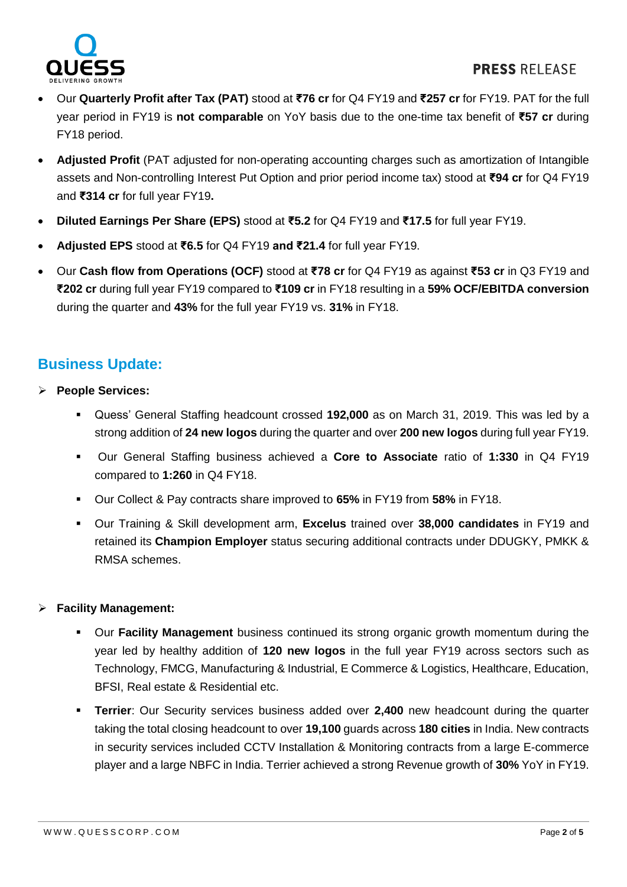- Our **Quarterly Profit after Tax (PAT)** stood at **₹76 cr** for Q4 FY19 and **₹257 cr** for FY19. PAT for the full year period in FY19 is **not comparable** on YoY basis due to the one-time tax benefit of **₹57 cr** during FY18 period.
- **Adjusted Profit** (PAT adjusted for non-operating accounting charges such as amortization of Intangible assets and Non-controlling Interest Put Option and prior period income tax) stood at **₹94 cr** for Q4 FY19 and **₹314 cr** for full year FY19**.**
- **Diluted Earnings Per Share (EPS)** stood at **₹5.2** for Q4 FY19 and **₹17.5** for full year FY19.
- **Adjusted EPS** stood at **₹6.5** for Q4 FY19 **and ₹21.4** for full year FY19.
- Our **Cash flow from Operations (OCF)** stood at **₹78 cr** for Q4 FY19 as against **₹53 cr** in Q3 FY19 and **₹202 cr** during full year FY19 compared to **₹109 cr** in FY18 resulting in a **59% OCF/EBITDA conversion** during the quarter and **43%** for the full year FY19 vs. **31%** in FY18.

## Business Update:

- **People Services:**
  - Quess' General Staffing headcount crossed **192,000** as on March 31, 2019. This was led by a strong addition of **24 new logos** during the quarter and over **200 new logos** during full year FY19.
  - Our General Staffing business achieved a **Core to Associate** ratio of **1:330** in Q4 FY19 compared to **1:260** in Q4 FY18.
  - Our Collect & Pay contracts share improved to **65%** in FY19 from **58%** in FY18.
  - Our Training & Skill development arm, **Excelus** trained over **38,000 candidates** in FY19 and retained its **Champion Employer** status securing additional contracts under DDUGKY, PMKK & RMSA schemes.

- **Facility Management:**
  - Our **Facility Management** business continued its strong organic growth momentum during the year led by healthy addition of **120 new logos** in the full year FY19 across sectors such as Technology, FMCG, Manufacturing & Industrial, E Commerce & Logistics, Healthcare, Education, BFSI, Real estate & Residential etc.
  - **Terrier**: Our Security services business added over **2,400** new headcount during the quarter taking the total closing headcount to over **19,100** guards across **180 cities** in India. New contracts in security services included CCTV Installation & Monitoring contracts from a large E-commerce player and a large NBFC in India. Terrier achieved a strong Revenue growth of **30%** YoY in FY19.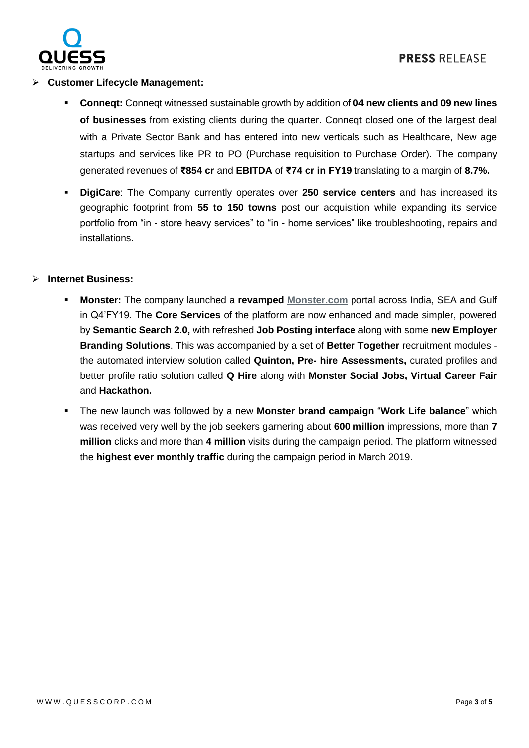- **Customer Lifecycle Management:**
    - **Conneqt:** Conneqt witnessed sustainable growth by addition of **04 new clients and 09 new lines of businesses** from existing clients during the quarter. Conneqt closed one of the largest deal with a Private Sector Bank and has entered into new verticals such as Healthcare, New age startups and services like PR to PO (Purchase requisition to Purchase Order). The company generated revenues of **₹854 cr** and **EBITDA** of **₹74 cr in FY19** translating to a margin of **8.7%.**
    - **DigiCare**: The Company currently operates over **250 service centers** and has increased its geographic footprint from **55 to 150 towns** post our acquisition while expanding its service portfolio from "in - store heavy services" to "in - home services" like troubleshooting, repairs and installations.

- **Internet Business:**
    - **Monster:** The company launched a **revamped** Monster.com portal across India, SEA and Gulf in Q4'FY19. The **Core Services** of the platform are now enhanced and made simpler, powered by **Semantic Search 2.0,** with refreshed **Job Posting interface** along with some **new Employer Branding Solutions**. This was accompanied by a set of **Better Together** recruitment modules - the automated interview solution called **Quinton, Pre- hire Assessments,** curated profiles and better profile ratio solution called **Q Hire** along with **Monster Social Jobs, Virtual Career Fair** and **Hackathon.**
    - The new launch was followed by a new **Monster brand campaign** "**Work Life balance**" which was received very well by the job seekers garnering about **600 million** impressions, more than **7 million** clicks and more than **4 million** visits during the campaign period. The platform witnessed the **highest ever monthly traffic** during the campaign period in March 2019.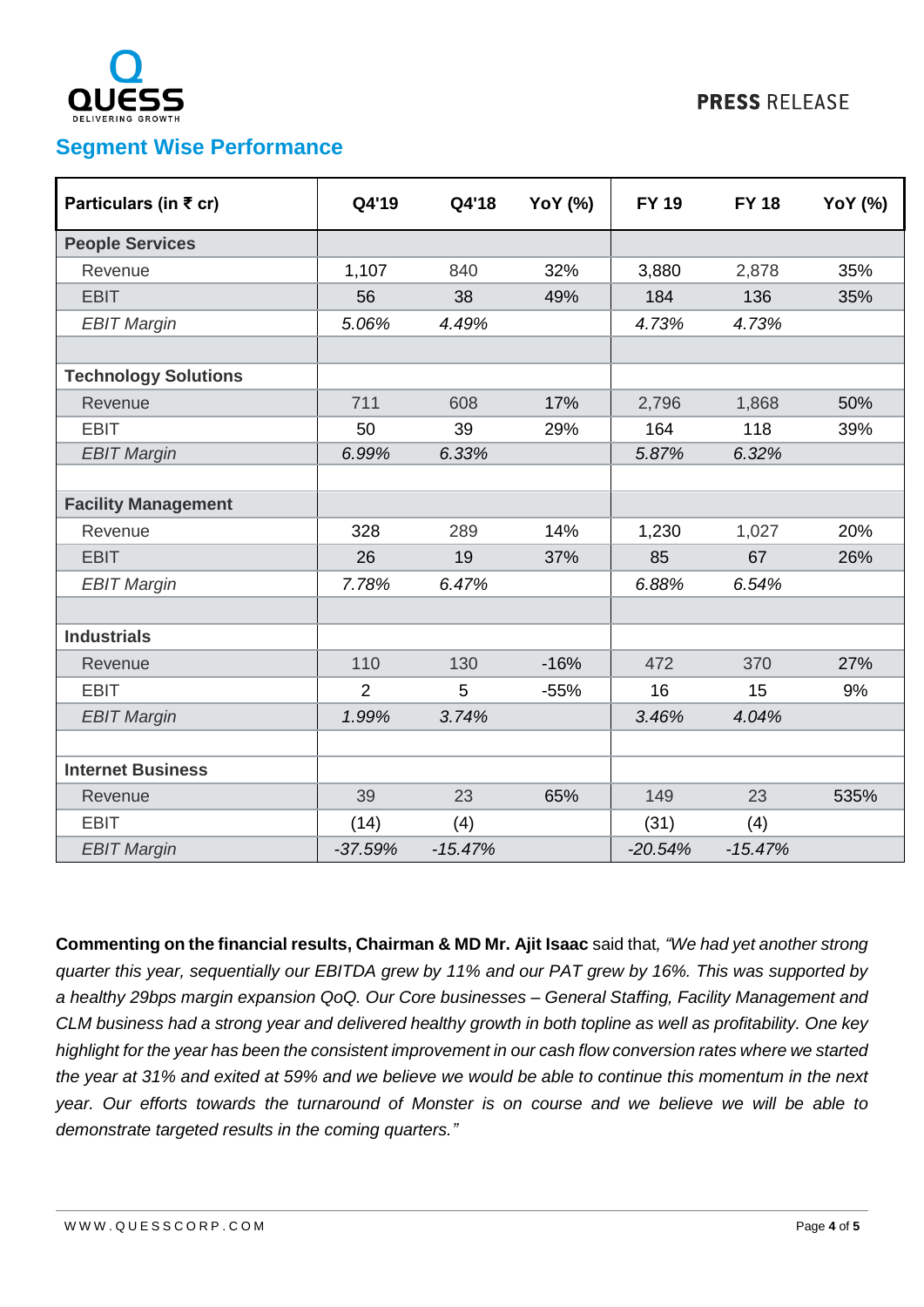## Segment Wise Performance

| Particulars (in ₹ cr) | Q4'19 | Q4'18 | YoY (%) | FY 19 | FY 18 | YoY (%) |
|---|---|---|---|---|---|---|
| **People Services** | | | | | | |
| Revenue | 1,107 | 840 | 32% | 3,880 | 2,878 | 35% |
| EBIT | 56 | 38 | 49% | 184 | 136 | 35% |
| *EBIT Margin* | *5.06%* | *4.49%* | | *4.73%* | *4.73%* | |
| | | | | | | |
| **Technology Solutions** | | | | | | |
| Revenue | 711 | 608 | 17% | 2,796 | 1,868 | 50% |
| EBIT | 50 | 39 | 29% | 164 | 118 | 39% |
| *EBIT Margin* | *6.99%* | *6.33%* | | *5.87%* | *6.32%* | |
| | | | | | | |
| **Facility Management** | | | | | | |
| Revenue | 328 | 289 | 14% | 1,230 | 1,027 | 20% |
| EBIT | 26 | 19 | 37% | 85 | 67 | 26% |
| *EBIT Margin* | *7.78%* | *6.47%* | | *6.88%* | *6.54%* | |
| | | | | | | |
| **Industrials** | | | | | | |
| Revenue | 110 | 130 | -16% | 472 | 370 | 27% |
| EBIT | 2 | 5 | -55% | 16 | 15 | 9% |
| *EBIT Margin* | *1.99%* | *3.74%* | | *3.46%* | *4.04%* | |
| | | | | | | |
| **Internet Business** | | | | | | |
| Revenue | 39 | 23 | 65% | 149 | 23 | 535% |
| EBIT | (14) | (4) | | (31) | (4) | |
| *EBIT Margin* | *-37.59%* | *-15.47%* | | *-20.54%* | *-15.47%* | |

**Commenting on the financial results, Chairman & MD Mr. Ajit Isaac** said that, *"We had yet another strong quarter this year, sequentially our EBITDA grew by 11% and our PAT grew by 16%. This was supported by a healthy 29bps margin expansion QoQ. Our Core businesses – General Staffing, Facility Management and CLM business had a strong year and delivered healthy growth in both topline as well as profitability. One key highlight for the year has been the consistent improvement in our cash flow conversion rates where we started the year at 31% and exited at 59% and we believe we would be able to continue this momentum in the next year. Our efforts towards the turnaround of Monster is on course and we believe we will be able to demonstrate targeted results in the coming quarters."*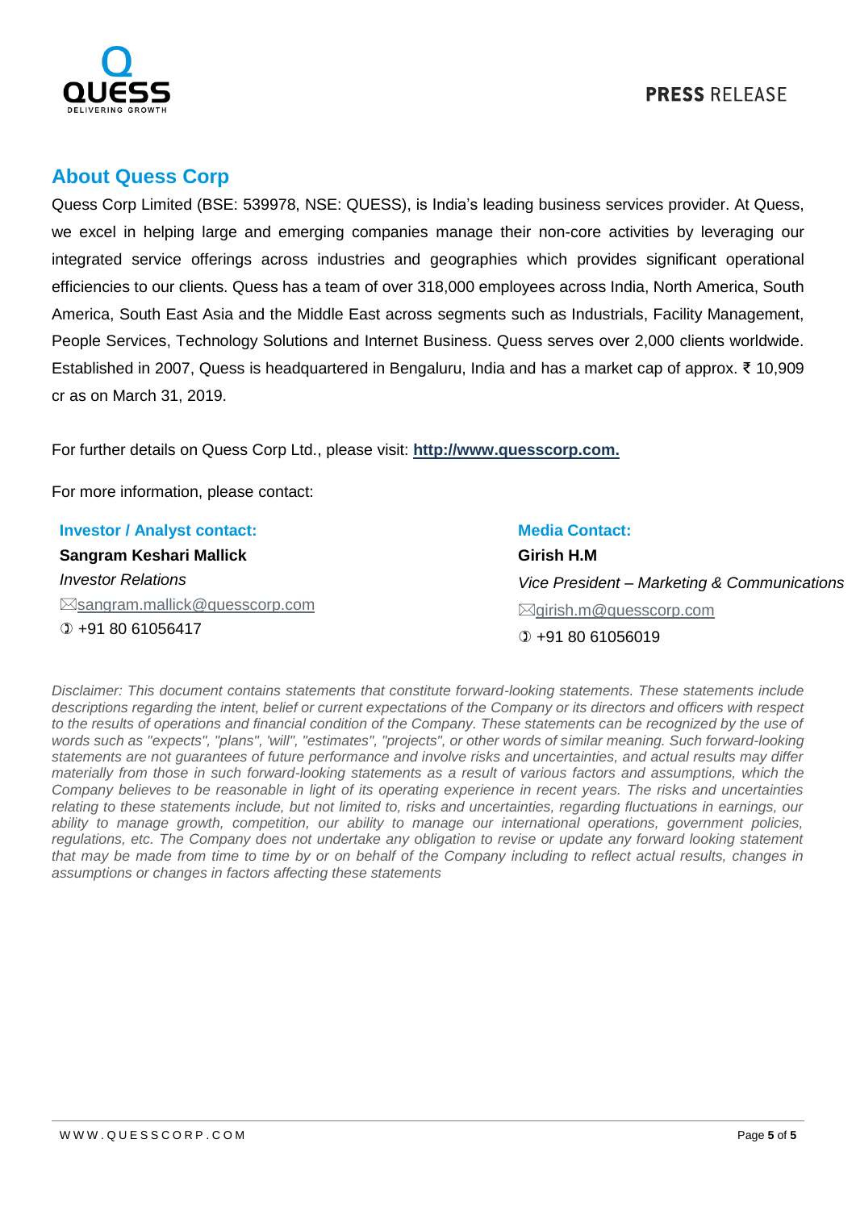## About Quess Corp

Quess Corp Limited (BSE: 539978, NSE: QUESS), is India's leading business services provider. At Quess, we excel in helping large and emerging companies manage their non-core activities by leveraging our integrated service offerings across industries and geographies which provides significant operational efficiencies to our clients. Quess has a team of over 318,000 employees across India, North America, South America, South East Asia and the Middle East across segments such as Industrials, Facility Management, People Services, Technology Solutions and Internet Business. Quess serves over 2,000 clients worldwide. Established in 2007, Quess is headquartered in Bengaluru, India and has a market cap of approx. ₹ 10,909 cr as on March 31, 2019.

For further details on Quess Corp Ltd., please visit: **http://www.quesscorp.com.**

For more information, please contact:

**Investor / Analyst contact:**
**Sangram Keshari Mallick**
*Investor Relations*
✉sangram.mallick@quesscorp.com
✆ +91 80 61056417

**Media Contact:**
**Girish H.M**
*Vice President – Marketing & Communications*
✉girish.m@quesscorp.com
✆ +91 80 61056019

*Disclaimer: This document contains statements that constitute forward-looking statements. These statements include descriptions regarding the intent, belief or current expectations of the Company or its directors and officers with respect to the results of operations and financial condition of the Company. These statements can be recognized by the use of words such as "expects", "plans", 'will", "estimates", "projects", or other words of similar meaning. Such forward-looking statements are not guarantees of future performance and involve risks and uncertainties, and actual results may differ materially from those in such forward-looking statements as a result of various factors and assumptions, which the Company believes to be reasonable in light of its operating experience in recent years. The risks and uncertainties relating to these statements include, but not limited to, risks and uncertainties, regarding fluctuations in earnings, our ability to manage growth, competition, our ability to manage our international operations, government policies, regulations, etc. The Company does not undertake any obligation to revise or update any forward looking statement that may be made from time to time by or on behalf of the Company including to reflect actual results, changes in assumptions or changes in factors affecting these statements*